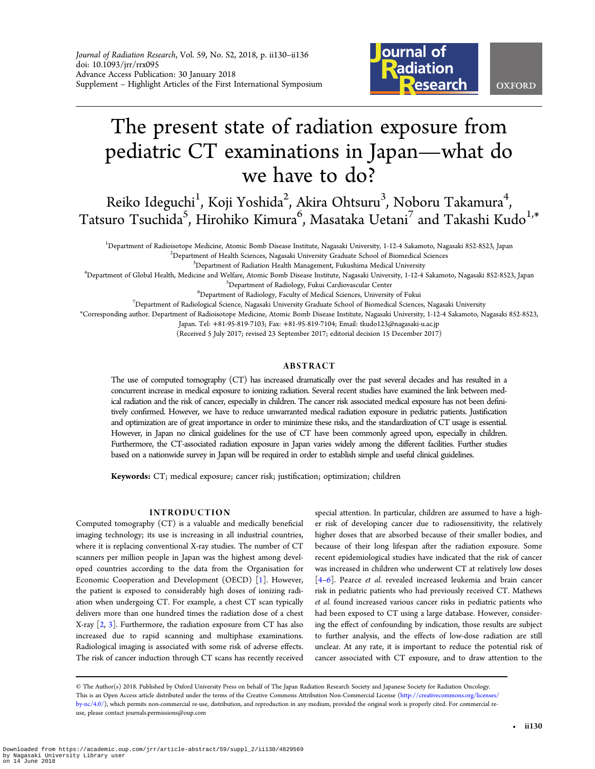# The present state of radiation exposure from pediatric CT examinations in Japan—what do we have to do?

Reiko Ideguchi[1], Koji Yoshida[2], Akira Ohtsuru[3], Noboru Takamura[4], Tatsuro Tsuchida[5], Hirohiko Kimura[6], Masataka Uetani[7] and Takashi Kudo[1,*]

[1]Department of Radioisotope Medicine, Atomic Bomb Disease Institute, Nagasaki University, 1-12-4 Sakamoto, Nagasaki 852-8523, Japan
[2]Department of Health Sciences, Nagasaki University Graduate School of Biomedical Sciences
[3]Department of Radiation Health Management, Fukushima Medical University
[4]Department of Global Health, Medicine and Welfare, Atomic Bomb Disease Institute, Nagasaki University, 1-12-4 Sakamoto, Nagasaki 852-8523, Japan
[5]Department of Radiology, Fukui Cardiovascular Center
[6]Department of Radiology, Faculty of Medical Sciences, University of Fukui
[7]Department of Radiological Science, Nagasaki University Graduate School of Biomedical Sciences, Nagasaki University
*Corresponding author. Department of Radioisotope Medicine, Atomic Bomb Disease Institute, Nagasaki University, 1-12-4 Sakamoto, Nagasaki 852-8523, Japan. Tel: +81-95-819-7103; Fax: +81-95-819-7104; Email: tkudo123@nagasaki-u.ac.jp
(Received 5 July 2017; revised 23 September 2017; editorial decision 15 December 2017)

## ABSTRACT

The use of computed tomography (CT) has increased dramatically over the past several decades and has resulted in a concurrent increase in medical exposure to ionizing radiation. Several recent studies have examined the link between medical radiation and the risk of cancer, especially in children. The cancer risk associated medical exposure has not been definitively confirmed. However, we have to reduce unwarranted medical radiation exposure in pediatric patients. Justification and optimization are of great importance in order to minimize these risks, and the standardization of CT usage is essential. However, in Japan no clinical guidelines for the use of CT have been commonly agreed upon, especially in children. Furthermore, the CT-associated radiation exposure in Japan varies widely among the different facilities. Further studies based on a nationwide survey in Japan will be required in order to establish simple and useful clinical guidelines.

**Keywords:** CT; medical exposure; cancer risk; justification; optimization; children

## INTRODUCTION

Computed tomography (CT) is a valuable and medically beneficial imaging technology; its use is increasing in all industrial countries, where it is replacing conventional X-ray studies. The number of CT scanners per million people in Japan was the highest among developed countries according to the data from the Organisation for Economic Cooperation and Development (OECD) [1]. However, the patient is exposed to considerably high doses of ionizing radiation when undergoing CT. For example, a chest CT scan typically delivers more than one hundred times the radiation dose of a chest X-ray [2, 3]. Furthermore, the radiation exposure from CT has also increased due to rapid scanning and multiphase examinations. Radiological imaging is associated with some risk of adverse effects. The risk of cancer induction through CT scans has recently received special attention. In particular, children are assumed to have a higher risk of developing cancer due to radiosensitivity, the relatively higher doses that are absorbed because of their smaller bodies, and because of their long lifespan after the radiation exposure. Some recent epidemiological studies have indicated that the risk of cancer was increased in children who underwent CT at relatively low doses [4–6]. Pearce *et al.* revealed increased leukemia and brain cancer risk in pediatric patients who had previously received CT. Mathews *et al.* found increased various cancer risks in pediatric patients who had been exposed to CT using a large database. However, considering the effect of confounding by indication, those results are subject to further analysis, and the effects of low-dose radiation are still unclear. At any rate, it is important to reduce the potential risk of cancer associated with CT exposure, and to draw attention to the

© The Author(s) 2018. Published by Oxford University Press on behalf of The Japan Radiation Research Society and Japanese Society for Radiation Oncology. This is an Open Access article distributed under the terms of the Creative Commons Attribution Non-Commercial License (http://creativecommons.org/licenses/by-nc/4.0/), which permits non-commercial re-use, distribution, and reproduction in any medium, provided the original work is properly cited. For commercial re-use, please contact journals.permissions@oup.com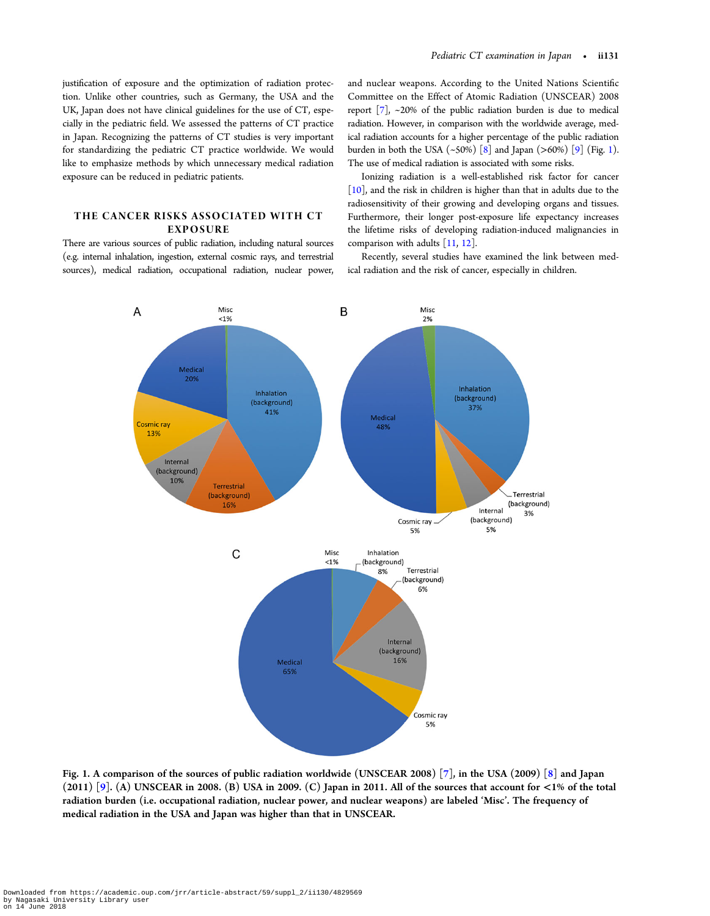justification of exposure and the optimization of radiation protection. Unlike other countries, such as Germany, the USA and the UK, Japan does not have clinical guidelines for the use of CT, especially in the pediatric field. We assessed the patterns of CT practice in Japan. Recognizing the patterns of CT studies is very important for standardizing the pediatric CT practice worldwide. We would like to emphasize methods by which unnecessary medical radiation exposure can be reduced in pediatric patients.

## THE CANCER RISKS ASSOCIATED WITH CT EXPOSURE

There are various sources of public radiation, including natural sources (e.g. internal inhalation, ingestion, external cosmic rays, and terrestrial sources), medical radiation, occupational radiation, nuclear power, and nuclear weapons. According to the United Nations Scientific Committee on the Effect of Atomic Radiation (UNSCEAR) 2008 report [7], ~20% of the public radiation burden is due to medical radiation. However, in comparison with the worldwide average, medical radiation accounts for a higher percentage of the public radiation burden in both the USA (~50%) [8] and Japan (>60%) [9] (Fig. 1). The use of medical radiation is associated with some risks.

Ionizing radiation is a well-established risk factor for cancer [10], and the risk in children is higher than that in adults due to the radiosensitivity of their growing and developing organs and tissues. Furthermore, their longer post-exposure life expectancy increases the lifetime risks of developing radiation-induced malignancies in comparison with adults [11, 12].

Recently, several studies have examined the link between medical radiation and the risk of cancer, especially in children.

**Fig. 1. A comparison of the sources of public radiation worldwide (UNSCEAR 2008) [7], in the USA (2009) [8] and Japan (2011) [9]. (A) UNSCEAR in 2008. (B) USA in 2009. (C) Japan in 2011. All of the sources that account for <1% of the total radiation burden (i.e. occupational radiation, nuclear power, and nuclear weapons) are labeled 'Misc'. The frequency of medical radiation in the USA and Japan was higher than that in UNSCEAR.**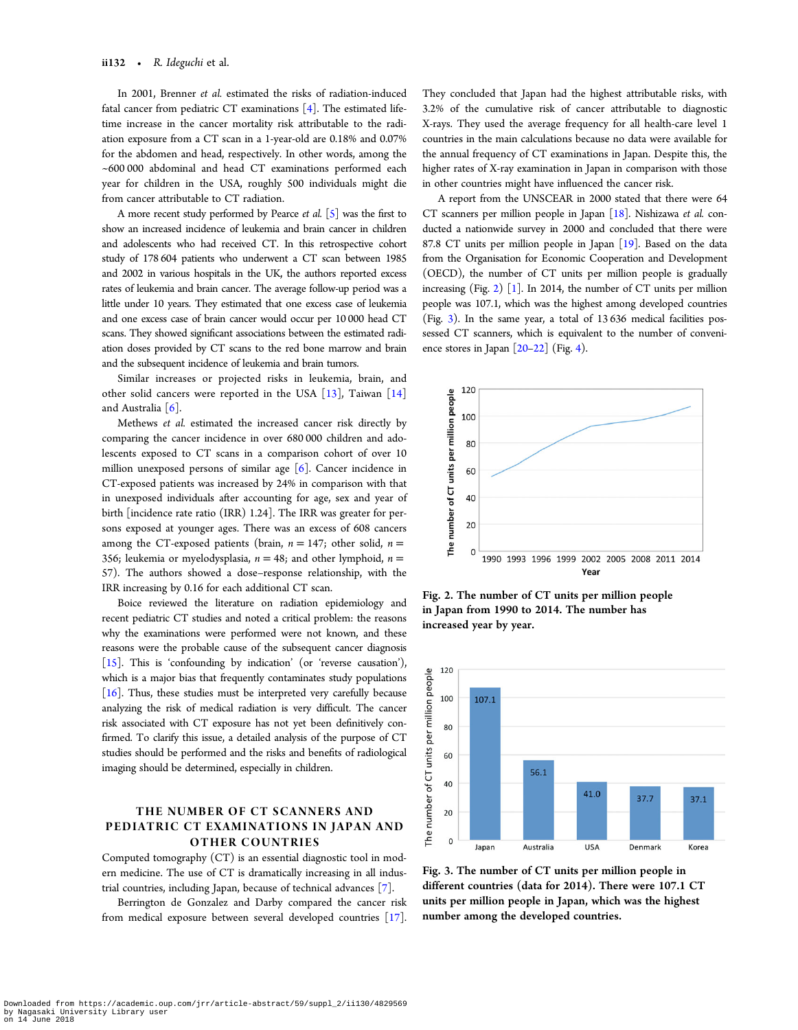In 2001, Brenner *et al.* estimated the risks of radiation-induced fatal cancer from pediatric CT examinations [4]. The estimated lifetime increase in the cancer mortality risk attributable to the radiation exposure from a CT scan in a 1-year-old are 0.18% and 0.07% for the abdomen and head, respectively. In other words, among the ~600 000 abdominal and head CT examinations performed each year for children in the USA, roughly 500 individuals might die from cancer attributable to CT radiation.

A more recent study performed by Pearce *et al.* [5] was the first to show an increased incidence of leukemia and brain cancer in children and adolescents who had received CT. In this retrospective cohort study of 178 604 patients who underwent a CT scan between 1985 and 2002 in various hospitals in the UK, the authors reported excess rates of leukemia and brain cancer. The average follow-up period was a little under 10 years. They estimated that one excess case of leukemia and one excess case of brain cancer would occur per 10 000 head CT scans. They showed significant associations between the estimated radiation doses provided by CT scans to the red bone marrow and brain and the subsequent incidence of leukemia and brain tumors.

Similar increases or projected risks in leukemia, brain, and other solid cancers were reported in the USA [13], Taiwan [14] and Australia [6].

Methews *et al.* estimated the increased cancer risk directly by comparing the cancer incidence in over 680 000 children and adolescents exposed to CT scans in a comparison cohort of over 10 million unexposed persons of similar age [6]. Cancer incidence in CT-exposed patients was increased by 24% in comparison with that in unexposed individuals after accounting for age, sex and year of birth [incidence rate ratio (IRR) 1.24]. The IRR was greater for persons exposed at younger ages. There was an excess of 608 cancers among the CT-exposed patients (brain, $n = 147$; other solid, $n = 356$; leukemia or myelodysplasia, $n = 48$; and other lymphoid, $n = 57$). The authors showed a dose–response relationship, with the IRR increasing by 0.16 for each additional CT scan.

Boice reviewed the literature on radiation epidemiology and recent pediatric CT studies and noted a critical problem: the reasons why the examinations were performed were not known, and these reasons were the probable cause of the subsequent cancer diagnosis [15]. This is 'confounding by indication' (or 'reverse causation'), which is a major bias that frequently contaminates study populations [16]. Thus, these studies must be interpreted very carefully because analyzing the risk of medical radiation is very difficult. The cancer risk associated with CT exposure has not yet been definitively confirmed. To clarify this issue, a detailed analysis of the purpose of CT studies should be performed and the risks and benefits of radiological imaging should be determined, especially in children.

## THE NUMBER OF CT SCANNERS AND PEDIATRIC CT EXAMINATIONS IN JAPAN AND OTHER COUNTRIES

Computed tomography (CT) is an essential diagnostic tool in modern medicine. The use of CT is dramatically increasing in all industrial countries, including Japan, because of technical advances [7].

Berrington de Gonzalez and Darby compared the cancer risk from medical exposure between several developed countries [17]. They concluded that Japan had the highest attributable risks, with 3.2% of the cumulative risk of cancer attributable to diagnostic X-rays. They used the average frequency for all health-care level 1 countries in the main calculations because no data were available for the annual frequency of CT examinations in Japan. Despite this, the higher rates of X-ray examination in Japan in comparison with those in other countries might have influenced the cancer risk.

A report from the UNSCEAR in 2000 stated that there were 64 CT scanners per million people in Japan [18]. Nishizawa *et al.* conducted a nationwide survey in 2000 and concluded that there were 87.8 CT units per million people in Japan [19]. Based on the data from the Organisation for Economic Cooperation and Development (OECD), the number of CT units per million people is gradually increasing (Fig. 2) [1]. In 2014, the number of CT units per million people was 107.1, which was the highest among developed countries (Fig. 3). In the same year, a total of 13 636 medical facilities possessed CT scanners, which is equivalent to the number of convenience stores in Japan [20–22] (Fig. 4).

**Fig. 2. The number of CT units per million people in Japan from 1990 to 2014. The number has increased year by year.**

**Fig. 3. The number of CT units per million people in different countries (data for 2014). There were 107.1 CT units per million people in Japan, which was the highest number among the developed countries.**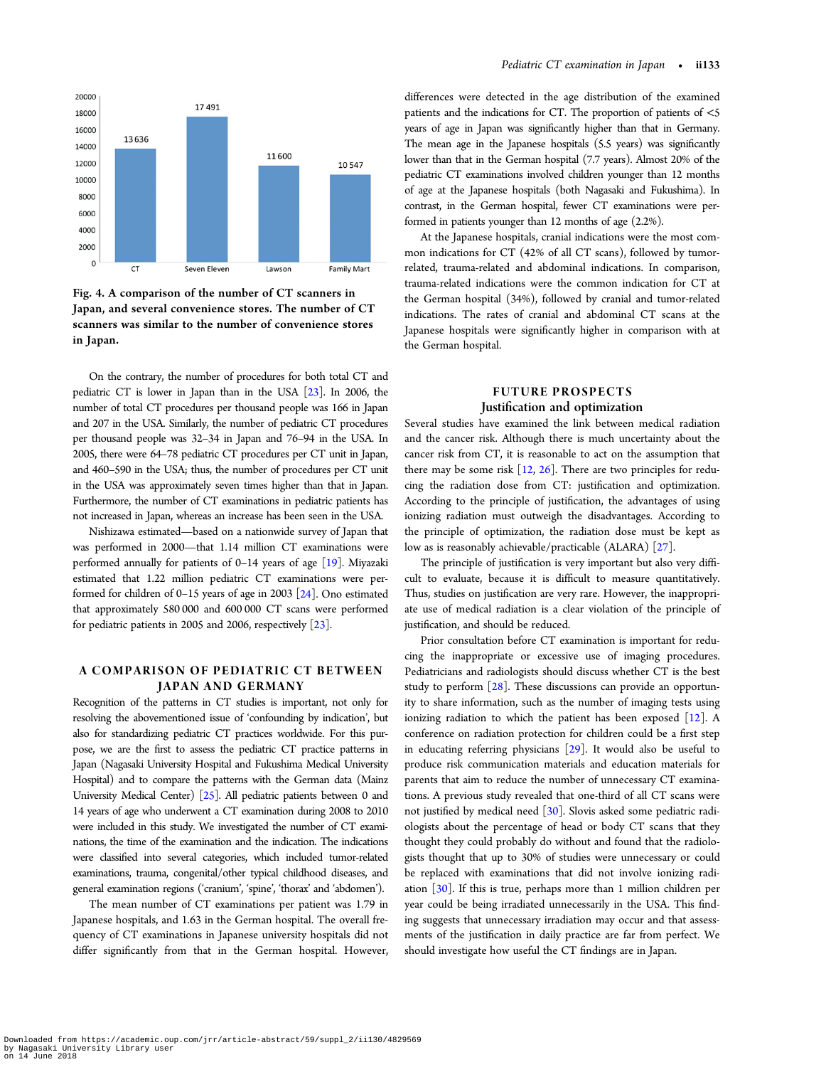Fig. 4. A comparison of the number of CT scanners in Japan, and several convenience stores. The number of CT scanners was similar to the number of convenience stores in Japan.

On the contrary, the number of procedures for both total CT and pediatric CT is lower in Japan than in the USA [23]. In 2006, the number of total CT procedures per thousand people was 166 in Japan and 207 in the USA. Similarly, the number of pediatric CT procedures per thousand people was 32–34 in Japan and 76–94 in the USA. In 2005, there were 64–78 pediatric CT procedures per CT unit in Japan, and 460–590 in the USA; thus, the number of procedures per CT unit in the USA was approximately seven times higher than that in Japan. Furthermore, the number of CT examinations in pediatric patients has not increased in Japan, whereas an increase has been seen in the USA.

Nishizawa estimated—based on a nationwide survey of Japan that was performed in 2000—that 1.14 million CT examinations were performed annually for patients of 0–14 years of age [19]. Miyazaki estimated that 1.22 million pediatric CT examinations were performed for children of 0–15 years of age in 2003 [24]. Ono estimated that approximately 580 000 and 600 000 CT scans were performed for pediatric patients in 2005 and 2006, respectively [23].

## A COMPARISON OF PEDIATRIC CT BETWEEN JAPAN AND GERMANY

Recognition of the patterns in CT studies is important, not only for resolving the abovementioned issue of 'confounding by indication', but also for standardizing pediatric CT practices worldwide. For this purpose, we are the first to assess the pediatric CT practice patterns in Japan (Nagasaki University Hospital and Fukushima Medical University Hospital) and to compare the patterns with the German data (Mainz University Medical Center) [25]. All pediatric patients between 0 and 14 years of age who underwent a CT examination during 2008 to 2010 were included in this study. We investigated the number of CT examinations, the time of the examination and the indication. The indications were classified into several categories, which included tumor-related examinations, trauma, congenital/other typical childhood diseases, and general examination regions ('cranium', 'spine', 'thorax' and 'abdomen').

The mean number of CT examinations per patient was 1.79 in Japanese hospitals, and 1.63 in the German hospital. The overall frequency of CT examinations in Japanese university hospitals did not differ significantly from that in the German hospital. However, differences were detected in the age distribution of the examined patients and the indications for CT. The proportion of patients of <5 years of age in Japan was significantly higher than that in Germany. The mean age in the Japanese hospitals (5.5 years) was significantly lower than that in the German hospital (7.7 years). Almost 20% of the pediatric CT examinations involved children younger than 12 months of age at the Japanese hospitals (both Nagasaki and Fukushima). In contrast, in the German hospital, fewer CT examinations were performed in patients younger than 12 months of age (2.2%).

At the Japanese hospitals, cranial indications were the most common indications for CT (42% of all CT scans), followed by tumor-related, trauma-related and abdominal indications. In comparison, trauma-related indications were the common indication for CT at the German hospital (34%), followed by cranial and tumor-related indications. The rates of cranial and abdominal CT scans at the Japanese hospitals were significantly higher in comparison with at the German hospital.

## FUTURE PROSPECTS

### Justification and optimization

Several studies have examined the link between medical radiation and the cancer risk. Although there is much uncertainty about the cancer risk from CT, it is reasonable to act on the assumption that there may be some risk [12, 26]. There are two principles for reducing the radiation dose from CT: justification and optimization. According to the principle of justification, the advantages of using ionizing radiation must outweigh the disadvantages. According to the principle of optimization, the radiation dose must be kept as low as is reasonably achievable/practicable (ALARA) [27].

The principle of justification is very important but also very difficult to evaluate, because it is difficult to measure quantitatively. Thus, studies on justification are very rare. However, the inappropriate use of medical radiation is a clear violation of the principle of justification, and should be reduced.

Prior consultation before CT examination is important for reducing the inappropriate or excessive use of imaging procedures. Pediatricians and radiologists should discuss whether CT is the best study to perform [28]. These discussions can provide an opportunity to share information, such as the number of imaging tests using ionizing radiation to which the patient has been exposed [12]. A conference on radiation protection for children could be a first step in educating referring physicians [29]. It would also be useful to produce risk communication materials and education materials for parents that aim to reduce the number of unnecessary CT examinations. A previous study revealed that one-third of all CT scans were not justified by medical need [30]. Slovis asked some pediatric radiologists about the percentage of head or body CT scans that they thought they could probably do without and found that the radiologists thought that up to 30% of studies were unnecessary or could be replaced with examinations that did not involve ionizing radiation [30]. If this is true, perhaps more than 1 million children per year could be being irradiated unnecessarily in the USA. This finding suggests that unnecessary irradiation may occur and that assessments of the justification in daily practice are far from perfect. We should investigate how useful the CT findings are in Japan.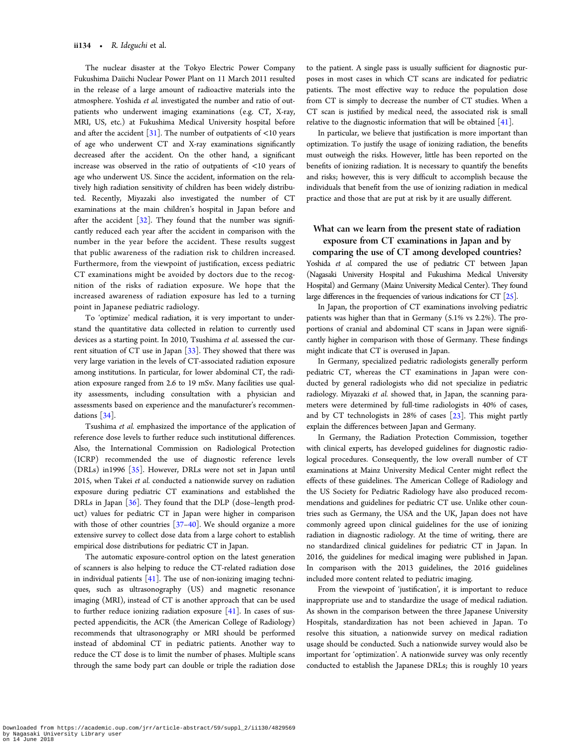The nuclear disaster at the Tokyo Electric Power Company Fukushima Daiichi Nuclear Power Plant on 11 March 2011 resulted in the release of a large amount of radioactive materials into the atmosphere. Yoshida *et al.* investigated the number and ratio of outpatients who underwent imaging examinations (e.g. CT, X-ray, MRI, US, etc.) at Fukushima Medical University hospital before and after the accident [31]. The number of outpatients of <10 years of age who underwent CT and X-ray examinations significantly decreased after the accident. On the other hand, a significant increase was observed in the ratio of outpatients of <10 years of age who underwent US. Since the accident, information on the relatively high radiation sensitivity of children has been widely distributed. Recently, Miyazaki also investigated the number of CT examinations at the main children's hospital in Japan before and after the accident [32]. They found that the number was significantly reduced each year after the accident in comparison with the number in the year before the accident. These results suggest that public awareness of the radiation risk to children increased. Furthermore, from the viewpoint of justification, excess pediatric CT examinations might be avoided by doctors due to the recognition of the risks of radiation exposure. We hope that the increased awareness of radiation exposure has led to a turning point in Japanese pediatric radiology.

To 'optimize' medical radiation, it is very important to understand the quantitative data collected in relation to currently used devices as a starting point. In 2010, Tsushima *et al.* assessed the current situation of CT use in Japan [33]. They showed that there was very large variation in the levels of CT-associated radiation exposure among institutions. In particular, for lower abdominal CT, the radiation exposure ranged from 2.6 to 19 mSv. Many facilities use quality assessments, including consultation with a physician and assessments based on experience and the manufacturer's recommendations [34].

Tsushima *et al.* emphasized the importance of the application of reference dose levels to further reduce such institutional differences. Also, the International Commission on Radiological Protection (ICRP) recommended the use of diagnostic reference levels (DRLs) in1996 [35]. However, DRLs were not set in Japan until 2015, when Takei *et al.* conducted a nationwide survey on radiation exposure during pediatric CT examinations and established the DRLs in Japan [36]. They found that the DLP (dose–length product) values for pediatric CT in Japan were higher in comparison with those of other countries [37–40]. We should organize a more extensive survey to collect dose data from a large cohort to establish empirical dose distributions for pediatric CT in Japan.

The automatic exposure-control option on the latest generation of scanners is also helping to reduce the CT-related radiation dose in individual patients [41]. The use of non-ionizing imaging techniques, such as ultrasonography (US) and magnetic resonance imaging (MRI), instead of CT is another approach that can be used to further reduce ionizing radiation exposure [41]. In cases of suspected appendicitis, the ACR (the American College of Radiology) recommends that ultrasonography or MRI should be performed instead of abdominal CT in pediatric patients. Another way to reduce the CT dose is to limit the number of phases. Multiple scans through the same body part can double or triple the radiation dose to the patient. A single pass is usually sufficient for diagnostic purposes in most cases in which CT scans are indicated for pediatric patients. The most effective way to reduce the population dose from CT is simply to decrease the number of CT studies. When a CT scan is justified by medical need, the associated risk is small relative to the diagnostic information that will be obtained [41].

In particular, we believe that justification is more important than optimization. To justify the usage of ionizing radiation, the benefits must outweigh the risks. However, little has been reported on the benefits of ionizing radiation. It is necessary to quantify the benefits and risks; however, this is very difficult to accomplish because the individuals that benefit from the use of ionizing radiation in medical practice and those that are put at risk by it are usually different.

## What can we learn from the present state of radiation exposure from CT examinations in Japan and by comparing the use of CT among developed countries?

Yoshida *et al.* compared the use of pediatric CT between Japan (Nagasaki University Hospital and Fukushima Medical University Hospital) and Germany (Mainz University Medical Center). They found large differences in the frequencies of various indications for CT [25].

In Japan, the proportion of CT examinations involving pediatric patients was higher than that in Germany (5.1% vs 2.2%). The proportions of cranial and abdominal CT scans in Japan were significantly higher in comparison with those of Germany. These findings might indicate that CT is overused in Japan.

In Germany, specialized pediatric radiologists generally perform pediatric CT, whereas the CT examinations in Japan were conducted by general radiologists who did not specialize in pediatric radiology. Miyazaki *et al.* showed that, in Japan, the scanning parameters were determined by full-time radiologists in 40% of cases, and by CT technologists in 28% of cases [23]. This might partly explain the differences between Japan and Germany.

In Germany, the Radiation Protection Commission, together with clinical experts, has developed guidelines for diagnostic radiological procedures. Consequently, the low overall number of CT examinations at Mainz University Medical Center might reflect the effects of these guidelines. The American College of Radiology and the US Society for Pediatric Radiology have also produced recommendations and guidelines for pediatric CT use. Unlike other countries such as Germany, the USA and the UK, Japan does not have commonly agreed upon clinical guidelines for the use of ionizing radiation in diagnostic radiology. At the time of writing, there are no standardized clinical guidelines for pediatric CT in Japan. In 2016, the guidelines for medical imaging were published in Japan. In comparison with the 2013 guidelines, the 2016 guidelines included more content related to pediatric imaging.

From the viewpoint of 'justification', it is important to reduce inappropriate use and to standardize the usage of medical radiation. As shown in the comparison between the three Japanese University Hospitals, standardization has not been achieved in Japan. To resolve this situation, a nationwide survey on medical radiation usage should be conducted. Such a nationwide survey would also be important for 'optimization'. A nationwide survey was only recently conducted to establish the Japanese DRLs; this is roughly 10 years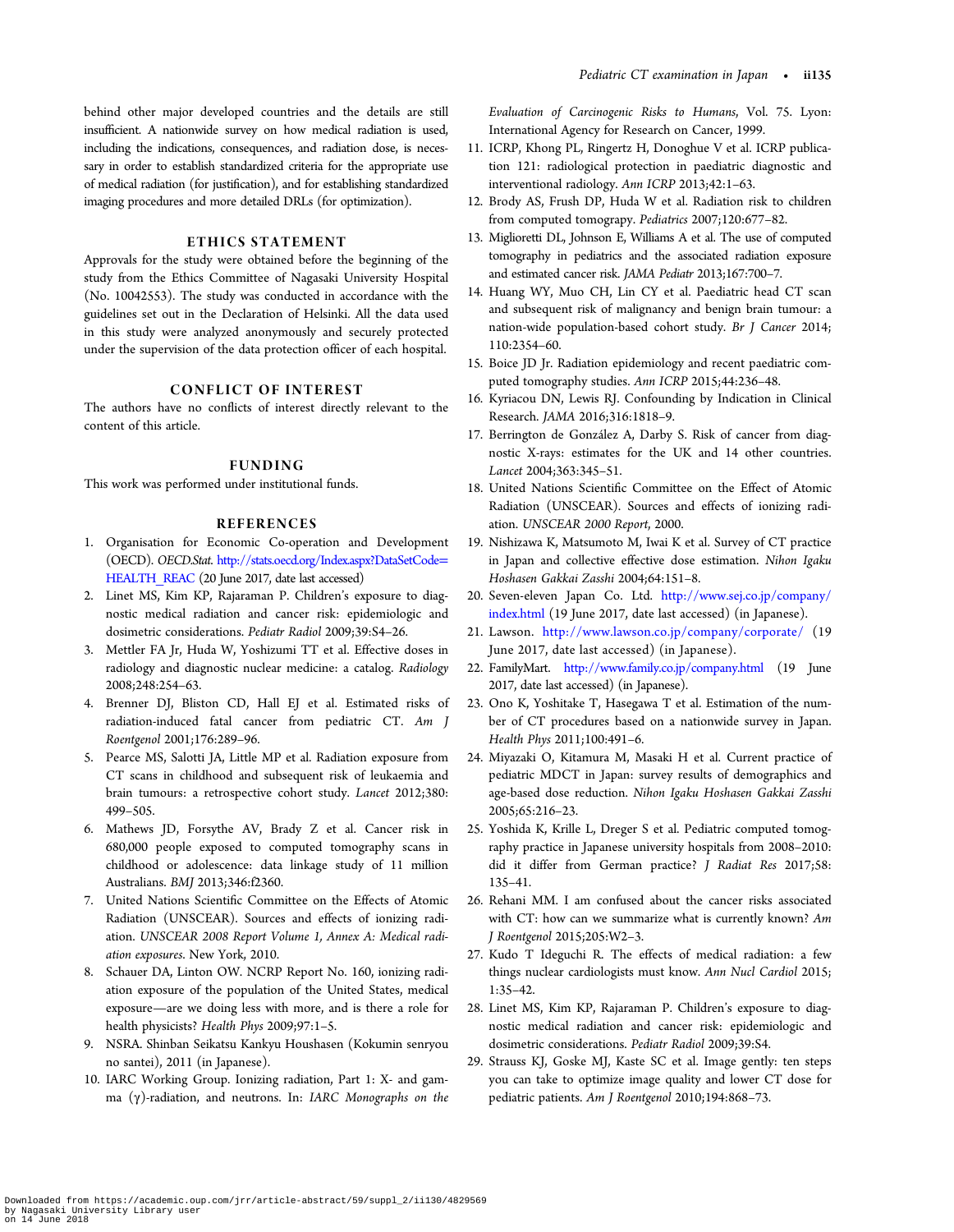behind other major developed countries and the details are still insufficient. A nationwide survey on how medical radiation is used, including the indications, consequences, and radiation dose, is necessary in order to establish standardized criteria for the appropriate use of medical radiation (for justification), and for establishing standardized imaging procedures and more detailed DRLs (for optimization).

## ETHICS STATEMENT

Approvals for the study were obtained before the beginning of the study from the Ethics Committee of Nagasaki University Hospital (No. 10042553). The study was conducted in accordance with the guidelines set out in the Declaration of Helsinki. All the data used in this study were analyzed anonymously and securely protected under the supervision of the data protection officer of each hospital.

## CONFLICT OF INTEREST

The authors have no conflicts of interest directly relevant to the content of this article.

## FUNDING

This work was performed under institutional funds.

## REFERENCES

1. Organisation for Economic Co-operation and Development (OECD). *OECD.Stat*. http://stats.oecd.org/Index.aspx?DataSetCode=HEALTH_REAC (20 June 2017, date last accessed)
2. Linet MS, Kim KP, Rajaraman P. Children's exposure to diagnostic medical radiation and cancer risk: epidemiologic and dosimetric considerations. *Pediatr Radiol* 2009;39:S4–26.
3. Mettler FA Jr, Huda W, Yoshizumi TT et al. Effective doses in radiology and diagnostic nuclear medicine: a catalog. *Radiology* 2008;248:254–63.
4. Brenner DJ, Bliston CD, Hall EJ et al. Estimated risks of radiation-induced fatal cancer from pediatric CT. *Am J Roentgenol* 2001;176:289–96.
5. Pearce MS, Salotti JA, Little MP et al. Radiation exposure from CT scans in childhood and subsequent risk of leukaemia and brain tumours: a retrospective cohort study. *Lancet* 2012;380: 499–505.
6. Mathews JD, Forsythe AV, Brady Z et al. Cancer risk in 680,000 people exposed to computed tomography scans in childhood or adolescence: data linkage study of 11 million Australians. *BMJ* 2013;346:f2360.
7. United Nations Scientific Committee on the Effects of Atomic Radiation (UNSCEAR). Sources and effects of ionizing radiation. *UNSCEAR 2008 Report Volume 1, Annex A: Medical radiation exposures*. New York, 2010.
8. Schauer DA, Linton OW. NCRP Report No. 160, ionizing radiation exposure of the population of the United States, medical exposure—are we doing less with more, and is there a role for health physicists? *Health Phys* 2009;97:1–5.
9. NSRA. Shinban Seikatsu Kankyu Houshasen (Kokumin senryou no santei), 2011 (in Japanese).
10. IARC Working Group. Ionizing radiation, Part 1: X- and gamma (γ)-radiation, and neutrons. In: *IARC Monographs on the Evaluation of Carcinogenic Risks to Humans*, Vol. 75. Lyon: International Agency for Research on Cancer, 1999.
11. ICRP, Khong PL, Ringertz H, Donoghue V et al. ICRP publication 121: radiological protection in paediatric diagnostic and interventional radiology. *Ann ICRP* 2013;42:1–63.
12. Brody AS, Frush DP, Huda W et al. Radiation risk to children from computed tomograpy. *Pediatrics* 2007;120:677–82.
13. Miglioretti DL, Johnson E, Williams A et al. The use of computed tomography in pediatrics and the associated radiation exposure and estimated cancer risk. *JAMA Pediatr* 2013;167:700–7.
14. Huang WY, Muo CH, Lin CY et al. Paediatric head CT scan and subsequent risk of malignancy and benign brain tumour: a nation-wide population-based cohort study. *Br J Cancer* 2014; 110:2354–60.
15. Boice JD Jr. Radiation epidemiology and recent paediatric computed tomography studies. *Ann ICRP* 2015;44:236–48.
16. Kyriacou DN, Lewis RJ. Confounding by Indication in Clinical Research. *JAMA* 2016;316:1818–9.
17. Berrington de González A, Darby S. Risk of cancer from diagnostic X-rays: estimates for the UK and 14 other countries. *Lancet* 2004;363:345–51.
18. United Nations Scientific Committee on the Effect of Atomic Radiation (UNSCEAR). Sources and effects of ionizing radiation. *UNSCEAR 2000 Report*, 2000.
19. Nishizawa K, Matsumoto M, Iwai K et al. Survey of CT practice in Japan and collective effective dose estimation. *Nihon Igaku Hoshasen Gakkai Zasshi* 2004;64:151–8.
20. Seven-eleven Japan Co. Ltd. http://www.sej.co.jp/company/index.html (19 June 2017, date last accessed) (in Japanese).
21. Lawson. http://www.lawson.co.jp/company/corporate/ (19 June 2017, date last accessed) (in Japanese).
22. FamilyMart. http://www.family.co.jp/company.html (19 June 2017, date last accessed) (in Japanese).
23. Ono K, Yoshitake T, Hasegawa T et al. Estimation of the number of CT procedures based on a nationwide survey in Japan. *Health Phys* 2011;100:491–6.
24. Miyazaki O, Kitamura M, Masaki H et al. Current practice of pediatric MDCT in Japan: survey results of demographics and age-based dose reduction. *Nihon Igaku Hoshasen Gakkai Zasshi* 2005;65:216–23.
25. Yoshida K, Krille L, Dreger S et al. Pediatric computed tomography practice in Japanese university hospitals from 2008–2010: did it differ from German practice? *J Radiat Res* 2017;58: 135–41.
26. Rehani MM. I am confused about the cancer risks associated with CT: how can we summarize what is currently known? *Am J Roentgenol* 2015;205:W2–3.
27. Kudo T Ideguchi R. The effects of medical radiation: a few things nuclear cardiologists must know. *Ann Nucl Cardiol* 2015; 1:35–42.
28. Linet MS, Kim KP, Rajaraman P. Children's exposure to diagnostic medical radiation and cancer risk: epidemiologic and dosimetric considerations. *Pediatr Radiol* 2009;39:S4.
29. Strauss KJ, Goske MJ, Kaste SC et al. Image gently: ten steps you can take to optimize image quality and lower CT dose for pediatric patients. *Am J Roentgenol* 2010;194:868–73.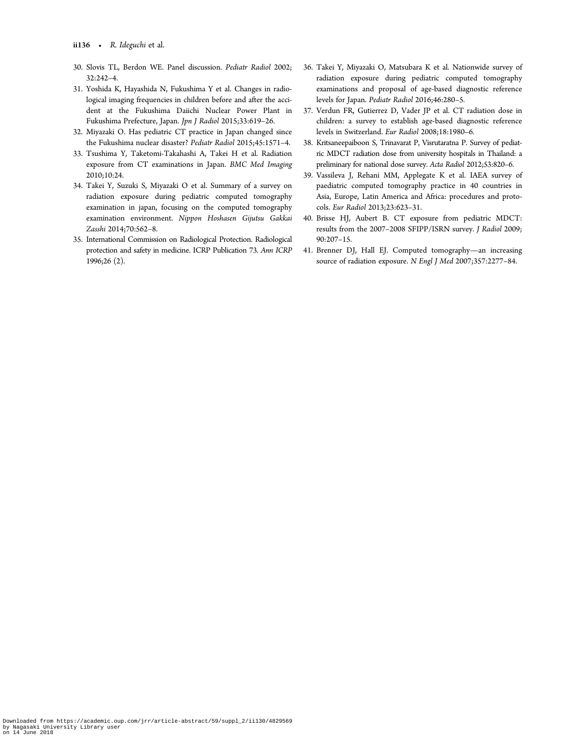30. Slovis TL, Berdon WE. Panel discussion. *Pediatr Radiol* 2002; 32:242–4.
31. Yoshida K, Hayashida N, Fukushima Y et al. Changes in radiological imaging frequencies in children before and after the accident at the Fukushima Daiichi Nuclear Power Plant in Fukushima Prefecture, Japan. *Jpn J Radiol* 2015;33:619–26.
32. Miyazaki O. Has pediatric CT practice in Japan changed since the Fukushima nuclear disaster? *Pediatr Radiol* 2015;45:1571–4.
33. Tsushima Y, Taketomi-Takahashi A, Takei H et al. Radiation exposure from CT examinations in Japan. *BMC Med Imaging* 2010;10:24.
34. Takei Y, Suzuki S, Miyazaki O et al. Summary of a survey on radiation exposure during pediatric computed tomography examination in japan, focusing on the computed tomography examination environment. *Nippon Hoshasen Gijutsu Gakkai Zasshi* 2014;70:562–8.
35. International Commission on Radiological Protection. Radiological protection and safety in medicine. ICRP Publication 73. *Ann ICRP* 1996;26 (2).
36. Takei Y, Miyazaki O, Matsubara K et al. Nationwide survey of radiation exposure during pediatric computed tomography examinations and proposal of age-based diagnostic reference levels for Japan. *Pediatr Radiol* 2016;46:280–5.
37. Verdun FR, Gutierrez D, Vader JP et al. CT radiation dose in children: a survey to establish age-based diagnostic reference levels in Switzerland. *Eur Radiol* 2008;18:1980–6.
38. Kritsaneepaiboon S, Trinavarat P, Visrutaratna P. Survey of pediatric MDCT radiation dose from university hospitals in Thailand: a preliminary for national dose survey. *Acta Radiol* 2012;53:820–6.
39. Vassileva J, Rehani MM, Applegate K et al. IAEA survey of paediatric computed tomography practice in 40 countries in Asia, Europe, Latin America and Africa: procedures and protocols. *Eur Radiol* 2013;23:623–31.
40. Brisse HJ, Aubert B. CT exposure from pediatric MDCT: results from the 2007–2008 SFIPP/ISRN survey. *J Radiol* 2009; 90:207–15.
41. Brenner DJ, Hall EJ. Computed tomography—an increasing source of radiation exposure. *N Engl J Med* 2007;357:2277–84.